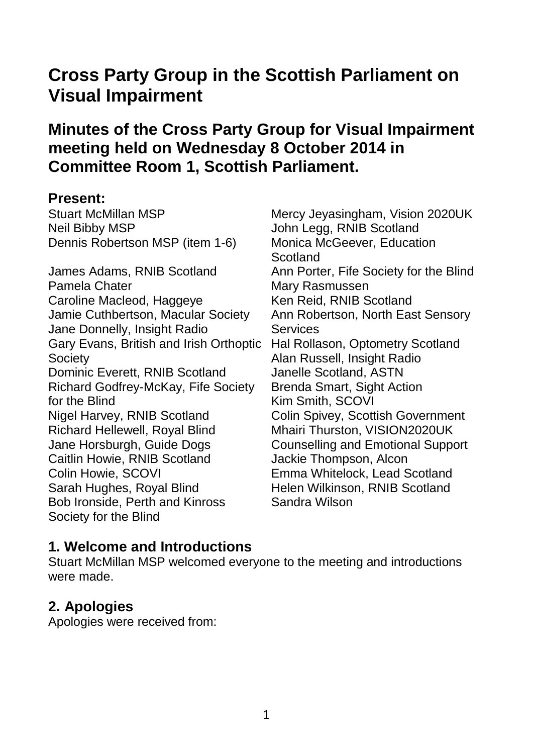# Cross Party Group in the Scottish Parliament on Visual Impairment

## Minutes of the Cross Party Group for Visual Impairment meeting held on Wednesday 8 October 2014 in Committee Room 1, Scottish Parliament.

### Present:

Stuart McMillan MSP
Neil Bibby MSP
Dennis Robertson MSP (item 1-6)

James Adams, RNIB Scotland
Pamela Chater
Caroline Macleod, Haggeye
Jamie Cuthbertson, Macular Society
Jane Donnelly, Insight Radio
Gary Evans, British and Irish Orthoptic Society
Dominic Everett, RNIB Scotland
Richard Godfrey-McKay, Fife Society for the Blind
Nigel Harvey, RNIB Scotland
Richard Hellewell, Royal Blind
Jane Horsburgh, Guide Dogs
Caitlin Howie, RNIB Scotland
Colin Howie, SCOVI
Sarah Hughes, Royal Blind
Bob Ironside, Perth and Kinross Society for the Blind
Mercy Jeyasingham, Vision 2020UK
John Legg, RNIB Scotland
Monica McGeever, Education Scotland
Ann Porter, Fife Society for the Blind
Mary Rasmussen
Ken Reid, RNIB Scotland
Ann Robertson, North East Sensory Services
Hal Rollason, Optometry Scotland
Alan Russell, Insight Radio
Janelle Scotland, ASTN
Brenda Smart, Sight Action
Kim Smith, SCOVI
Colin Spivey, Scottish Government
Mhairi Thurston, VISION2020UK Counselling and Emotional Support
Jackie Thompson, Alcon
Emma Whitelock, Lead Scotland
Helen Wilkinson, RNIB Scotland
Sandra Wilson

### 1. Welcome and Introductions

Stuart McMillan MSP welcomed everyone to the meeting and introductions were made.

### 2. Apologies

Apologies were received from: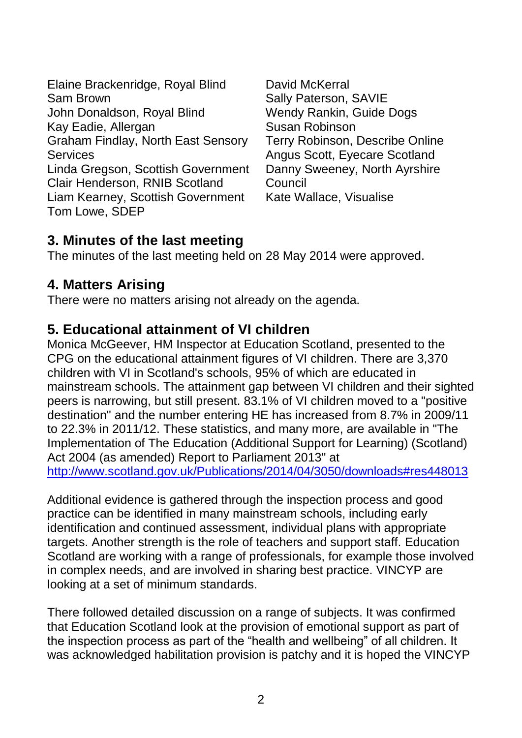Elaine Brackenridge, Royal Blind
Sam Brown
John Donaldson, Royal Blind
Kay Eadie, Allergan
Graham Findlay, North East Sensory Services
Linda Gregson, Scottish Government
Clair Henderson, RNIB Scotland
Liam Kearney, Scottish Government
Tom Lowe, SDEP
David McKerral
Sally Paterson, SAVIE
Wendy Rankin, Guide Dogs
Susan Robinson
Terry Robinson, Describe Online
Angus Scott, Eyecare Scotland
Danny Sweeney, North Ayrshire Council
Kate Wallace, Visualise

## 3. Minutes of the last meeting

The minutes of the last meeting held on 28 May 2014 were approved.

## 4. Matters Arising

There were no matters arising not already on the agenda.

## 5. Educational attainment of VI children

Monica McGeever, HM Inspector at Education Scotland, presented to the CPG on the educational attainment figures of VI children. There are 3,370 children with VI in Scotland's schools, 95% of which are educated in mainstream schools. The attainment gap between VI children and their sighted peers is narrowing, but still present. 83.1% of VI children moved to a "positive destination" and the number entering HE has increased from 8.7% in 2009/11 to 22.3% in 2011/12. These statistics, and many more, are available in "The Implementation of The Education (Additional Support for Learning) (Scotland) Act 2004 (as amended) Report to Parliament 2013" at http://www.scotland.gov.uk/Publications/2014/04/3050/downloads#res448013

Additional evidence is gathered through the inspection process and good practice can be identified in many mainstream schools, including early identification and continued assessment, individual plans with appropriate targets. Another strength is the role of teachers and support staff. Education Scotland are working with a range of professionals, for example those involved in complex needs, and are involved in sharing best practice. VINCYP are looking at a set of minimum standards.

There followed detailed discussion on a range of subjects. It was confirmed that Education Scotland look at the provision of emotional support as part of the inspection process as part of the "health and wellbeing" of all children. It was acknowledged habilitation provision is patchy and it is hoped the VINCYP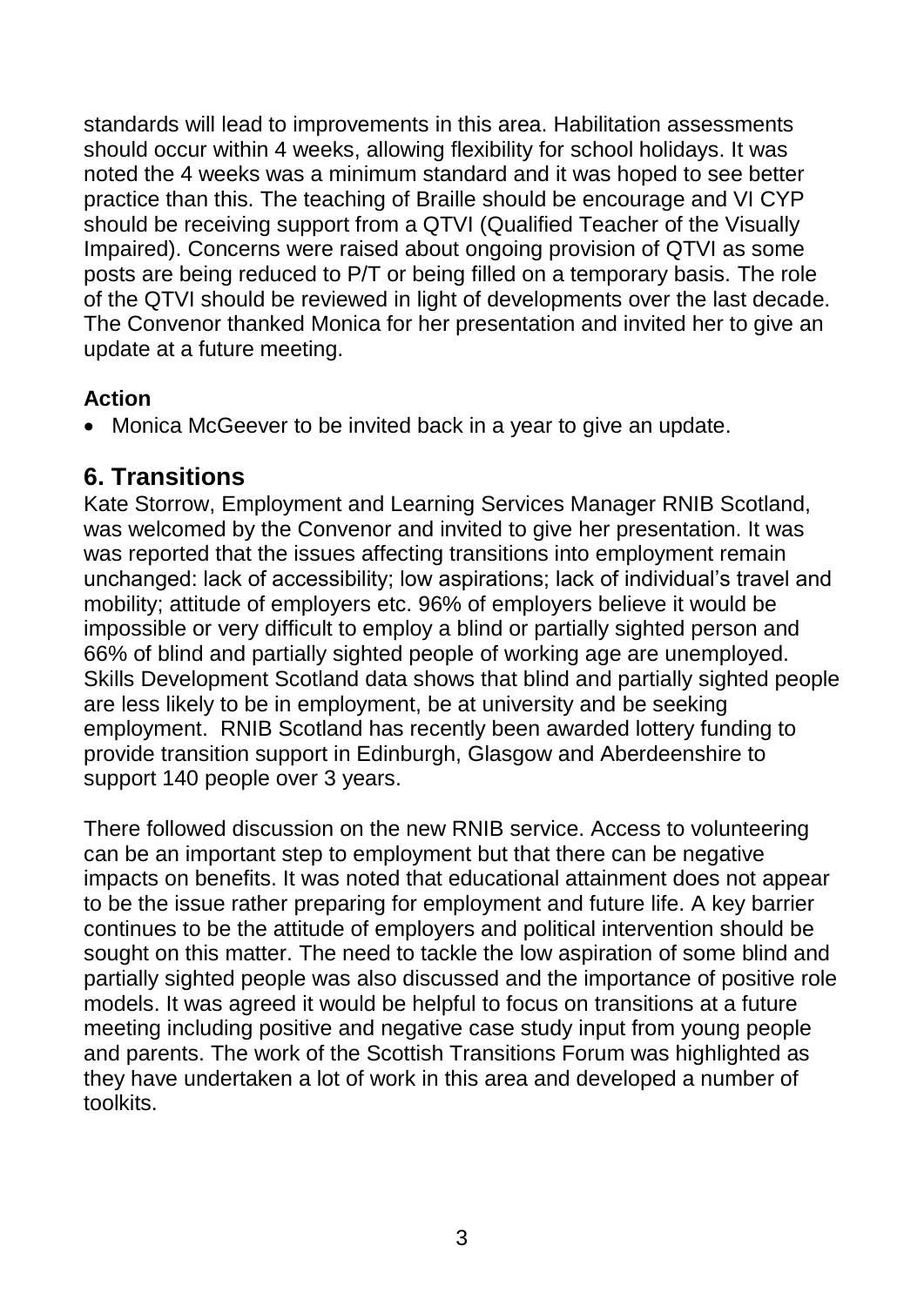standards will lead to improvements in this area. Habilitation assessments should occur within 4 weeks, allowing flexibility for school holidays. It was noted the 4 weeks was a minimum standard and it was hoped to see better practice than this. The teaching of Braille should be encourage and VI CYP should be receiving support from a QTVI (Qualified Teacher of the Visually Impaired). Concerns were raised about ongoing provision of QTVI as some posts are being reduced to P/T or being filled on a temporary basis. The role of the QTVI should be reviewed in light of developments over the last decade. The Convenor thanked Monica for her presentation and invited her to give an update at a future meeting.

**Action**

- Monica McGeever to be invited back in a year to give an update.

## 6. Transitions

Kate Storrow, Employment and Learning Services Manager RNIB Scotland, was welcomed by the Convenor and invited to give her presentation. It was was reported that the issues affecting transitions into employment remain unchanged: lack of accessibility; low aspirations; lack of individual's travel and mobility; attitude of employers etc. 96% of employers believe it would be impossible or very difficult to employ a blind or partially sighted person and 66% of blind and partially sighted people of working age are unemployed. Skills Development Scotland data shows that blind and partially sighted people are less likely to be in employment, be at university and be seeking employment. RNIB Scotland has recently been awarded lottery funding to provide transition support in Edinburgh, Glasgow and Aberdeenshire to support 140 people over 3 years.

There followed discussion on the new RNIB service. Access to volunteering can be an important step to employment but that there can be negative impacts on benefits. It was noted that educational attainment does not appear to be the issue rather preparing for employment and future life. A key barrier continues to be the attitude of employers and political intervention should be sought on this matter. The need to tackle the low aspiration of some blind and partially sighted people was also discussed and the importance of positive role models. It was agreed it would be helpful to focus on transitions at a future meeting including positive and negative case study input from young people and parents. The work of the Scottish Transitions Forum was highlighted as they have undertaken a lot of work in this area and developed a number of toolkits.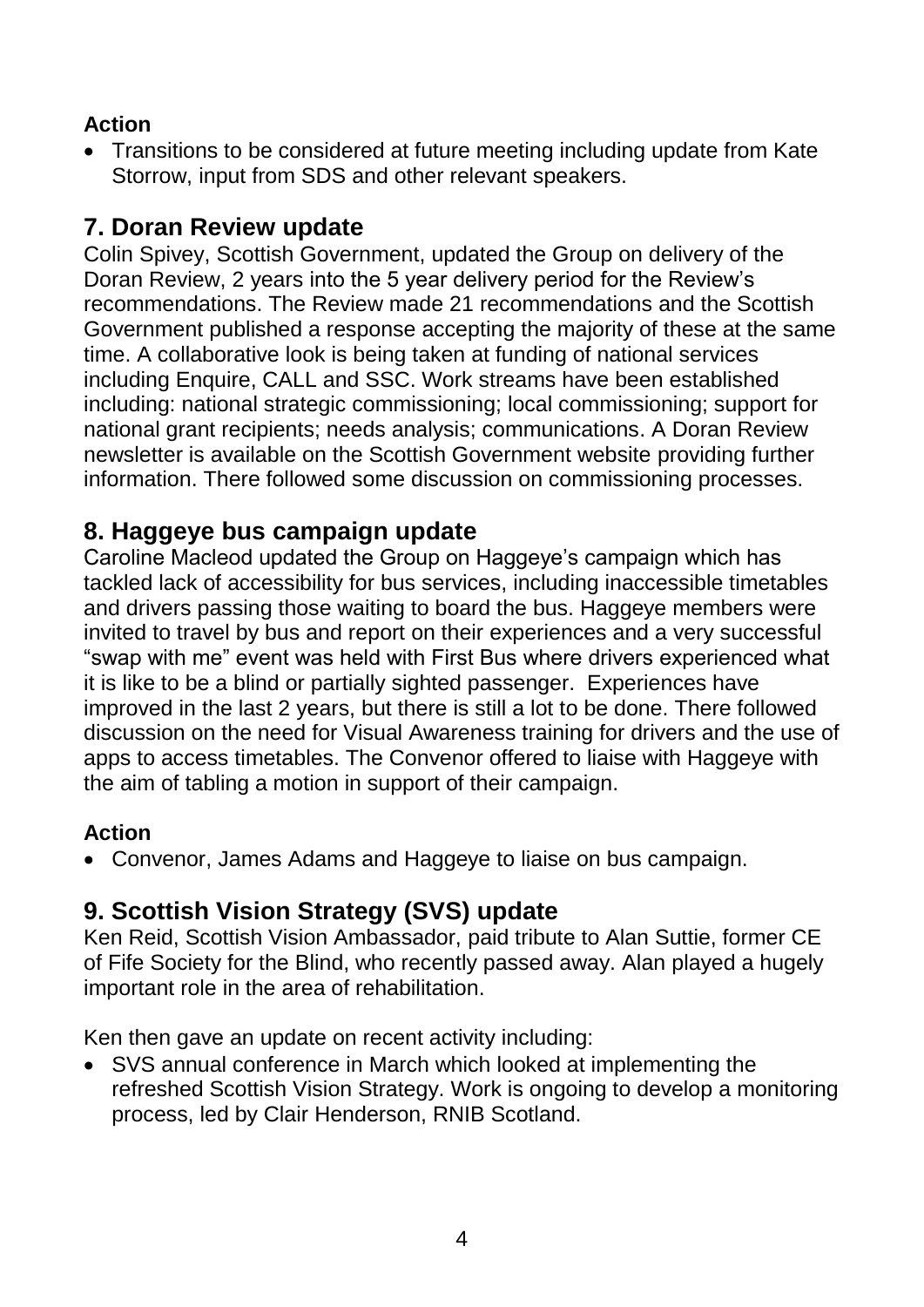**Action**

- Transitions to be considered at future meeting including update from Kate Storrow, input from SDS and other relevant speakers.

## 7. Doran Review update

Colin Spivey, Scottish Government, updated the Group on delivery of the Doran Review, 2 years into the 5 year delivery period for the Review's recommendations. The Review made 21 recommendations and the Scottish Government published a response accepting the majority of these at the same time. A collaborative look is being taken at funding of national services including Enquire, CALL and SSC. Work streams have been established including: national strategic commissioning; local commissioning; support for national grant recipients; needs analysis; communications. A Doran Review newsletter is available on the Scottish Government website providing further information. There followed some discussion on commissioning processes.

## 8. Haggeye bus campaign update

Caroline Macleod updated the Group on Haggeye's campaign which has tackled lack of accessibility for bus services, including inaccessible timetables and drivers passing those waiting to board the bus. Haggeye members were invited to travel by bus and report on their experiences and a very successful "swap with me" event was held with First Bus where drivers experienced what it is like to be a blind or partially sighted passenger. Experiences have improved in the last 2 years, but there is still a lot to be done. There followed discussion on the need for Visual Awareness training for drivers and the use of apps to access timetables. The Convenor offered to liaise with Haggeye with the aim of tabling a motion in support of their campaign.

**Action**

- Convenor, James Adams and Haggeye to liaise on bus campaign.

## 9. Scottish Vision Strategy (SVS) update

Ken Reid, Scottish Vision Ambassador, paid tribute to Alan Suttie, former CE of Fife Society for the Blind, who recently passed away. Alan played a hugely important role in the area of rehabilitation.

Ken then gave an update on recent activity including:

- SVS annual conference in March which looked at implementing the refreshed Scottish Vision Strategy. Work is ongoing to develop a monitoring process, led by Clair Henderson, RNIB Scotland.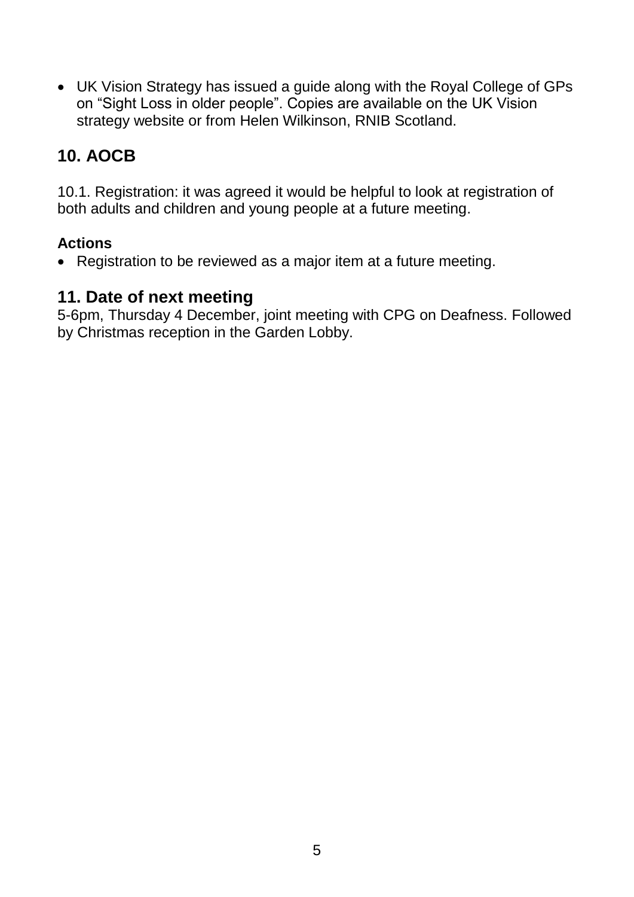- UK Vision Strategy has issued a guide along with the Royal College of GPs on “Sight Loss in older people”. Copies are available on the UK Vision strategy website or from Helen Wilkinson, RNIB Scotland.

## 10. AOCB

10.1. Registration: it was agreed it would be helpful to look at registration of both adults and children and young people at a future meeting.

**Actions**

- Registration to be reviewed as a major item at a future meeting.

## 11. Date of next meeting

5-6pm, Thursday 4 December, joint meeting with CPG on Deafness. Followed by Christmas reception in the Garden Lobby.